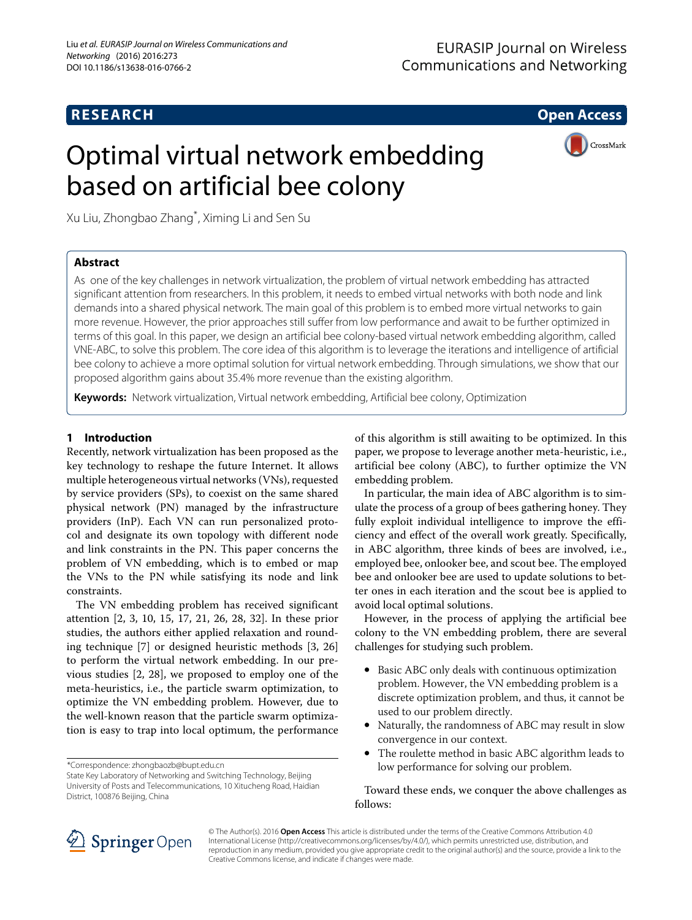**RESEARCH** **Open Access**

# Optimal virtual network embedding based on artificial bee colony

Xu Liu, Zhongbao Zhang*, Ximing Li and Sen Su

## Abstract

As one of the key challenges in network virtualization, the problem of virtual network embedding has attracted significant attention from researchers. In this problem, it needs to embed virtual networks with both node and link demands into a shared physical network. The main goal of this problem is to embed more virtual networks to gain more revenue. However, the prior approaches still suffer from low performance and await to be further optimized in terms of this goal. In this paper, we design an artificial bee colony-based virtual network embedding algorithm, called VNE-ABC, to solve this problem. The core idea of this algorithm is to leverage the iterations and intelligence of artificial bee colony to achieve a more optimal solution for virtual network embedding. Through simulations, we show that our proposed algorithm gains about 35.4% more revenue than the existing algorithm.

**Keywords:** Network virtualization, Virtual network embedding, Artificial bee colony, Optimization

## 1 Introduction

Recently, network virtualization has been proposed as the key technology to reshape the future Internet. It allows multiple heterogeneous virtual networks (VNs), requested by service providers (SPs), to coexist on the same shared physical network (PN) managed by the infrastructure providers (InP). Each VN can run personalized protocol and designate its own topology with different node and link constraints in the PN. This paper concerns the problem of VN embedding, which is to embed or map the VNs to the PN while satisfying its node and link constraints.

The VN embedding problem has received significant attention [2, 3, 10, 15, 17, 21, 26, 28, 32]. In these prior studies, the authors either applied relaxation and rounding technique [7] or designed heuristic methods [3, 26] to perform the virtual network embedding. In our previous studies [2, 28], we proposed to employ one of the meta-heuristics, i.e., the particle swarm optimization, to optimize the VN embedding problem. However, due to the well-known reason that the particle swarm optimization is easy to trap into local optimum, the performance of this algorithm is still awaiting to be optimized. In this paper, we propose to leverage another meta-heuristic, i.e., artificial bee colony (ABC), to further optimize the VN embedding problem.

In particular, the main idea of ABC algorithm is to simulate the process of a group of bees gathering honey. They fully exploit individual intelligence to improve the efficiency and effect of the overall work greatly. Specifically, in ABC algorithm, three kinds of bees are involved, i.e., employed bee, onlooker bee, and scout bee. The employed bee and onlooker bee are used to update solutions to better ones in each iteration and the scout bee is applied to avoid local optimal solutions.

However, in the process of applying the artificial bee colony to the VN embedding problem, there are several challenges for studying such problem.

- Basic ABC only deals with continuous optimization problem. However, the VN embedding problem is a discrete optimization problem, and thus, it cannot be used to our problem directly.
- Naturally, the randomness of ABC may result in slow convergence in our context.
- The roulette method in basic ABC algorithm leads to low performance for solving our problem.

Toward these ends, we conquer the above challenges as follows:

*Correspondence: zhongbaozb@bupt.edu.cn
State Key Laboratory of Networking and Switching Technology, Beijing University of Posts and Telecommunications, 10 Xitucheng Road, Haidian District, 100876 Beijing, China

© The Author(s). 2016 **Open Access** This article is distributed under the terms of the Creative Commons Attribution 4.0 International License (http://creativecommons.org/licenses/by/4.0/), which permits unrestricted use, distribution, and reproduction in any medium, provided you give appropriate credit to the original author(s) and the source, provide a link to the Creative Commons license, and indicate if changes were made.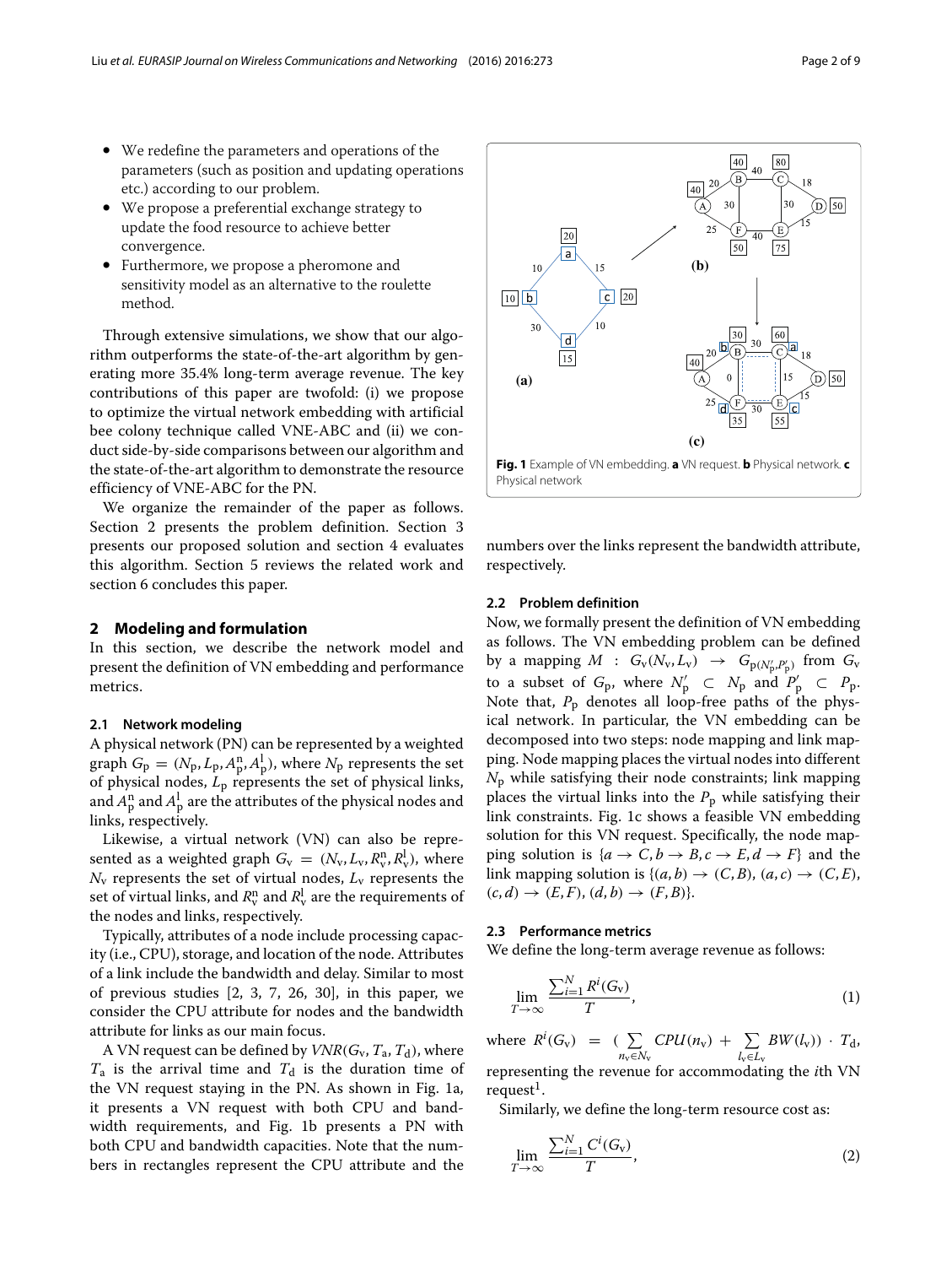- We redefine the parameters and operations of the parameters (such as position and updating operations etc.) according to our problem.
- We propose a preferential exchange strategy to update the food resource to achieve better convergence.
- Furthermore, we propose a pheromone and sensitivity model as an alternative to the roulette method.

Through extensive simulations, we show that our algorithm outperforms the state-of-the-art algorithm by generating more 35.4% long-term average revenue. The key contributions of this paper are twofold: (i) we propose to optimize the virtual network embedding with artificial bee colony technique called VNE-ABC and (ii) we conduct side-by-side comparisons between our algorithm and the state-of-the-art algorithm to demonstrate the resource efficiency of VNE-ABC for the PN.

We organize the remainder of the paper as follows. Section 2 presents the problem definition. Section 3 presents our proposed solution and section 4 evaluates this algorithm. Section 5 reviews the related work and section 6 concludes this paper.

## 2 Modeling and formulation

In this section, we describe the network model and present the definition of VN embedding and performance metrics.

### 2.1 Network modeling

A physical network (PN) can be represented by a weighted graph $G_p = (N_p, L_p, A_p^n, A_p^l)$, where $N_p$ represents the set of physical nodes, $L_p$ represents the set of physical links, and $A_p^n$ and $A_p^l$ are the attributes of the physical nodes and links, respectively.

Likewise, a virtual network (VN) can also be represented as a weighted graph $G_v = (N_v, L_v, R_v^n, R_v^l)$, where $N_v$ represents the set of virtual nodes, $L_v$ represents the set of virtual links, and $R_v^n$ and $R_v^l$ are the requirements of the nodes and links, respectively.

Typically, attributes of a node include processing capacity (i.e., CPU), storage, and location of the node. Attributes of a link include the bandwidth and delay. Similar to most of previous studies [2, 3, 7, 26, 30], in this paper, we consider the CPU attribute for nodes and the bandwidth attribute for links as our main focus.

A VN request can be defined by $VNR(G_v, T_a, T_d)$, where $T_a$ is the arrival time and $T_d$ is the duration time of the VN request staying in the PN. As shown in Fig. 1a, it presents a VN request with both CPU and bandwidth requirements, and Fig. 1b presents a PN with both CPU and bandwidth capacities. Note that the numbers in rectangles represent the CPU attribute and the numbers over the links represent the bandwidth attribute, respectively.

**Fig. 1** Example of VN embedding. **a** VN request. **b** Physical network. **c** Physical network

### 2.2 Problem definition

Now, we formally present the definition of VN embedding as follows. The VN embedding problem can be defined by a mapping $M : G_v(N_v, L_v) \rightarrow G_{p(N_p', P_p')}$ from $G_v$ to a subset of $G_p$, where $N_p' \subset N_p$ and $P_p' \subset P_p$. Note that, $P_p$ denotes all loop-free paths of the physical network. In particular, the VN embedding can be decomposed into two steps: node mapping and link mapping. Node mapping places the virtual nodes into different $N_p$ while satisfying their node constraints; link mapping places the virtual links into the $P_p$ while satisfying their link constraints. Fig. 1c shows a feasible VN embedding solution for this VN request. Specifically, the node mapping solution is $\{a \rightarrow C, b \rightarrow B, c \rightarrow E, d \rightarrow F\}$ and the link mapping solution is $\{(a,b) \rightarrow (C,B), (a,c) \rightarrow (C,E), (c,d) \rightarrow (E,F), (d,b) \rightarrow (F,B)\}$.

### 2.3 Performance metrics

We define the long-term average revenue as follows:

$$\lim_{T\to\infty} \frac{\sum_{i=1}^{N} R^i(G_v)}{T}, \tag{1}$$

where $R^i(G_v) = (\sum_{n_v \in N_v} CPU(n_v) + \sum_{l_v \in L_v} BW(l_v)) \cdot T_d$, representing the revenue for accommodating the $i$th VN request[1].

Similarly, we define the long-term resource cost as:

$$\lim_{T\to\infty} \frac{\sum_{i=1}^{N} C^i(G_v)}{T}, \tag{2}$$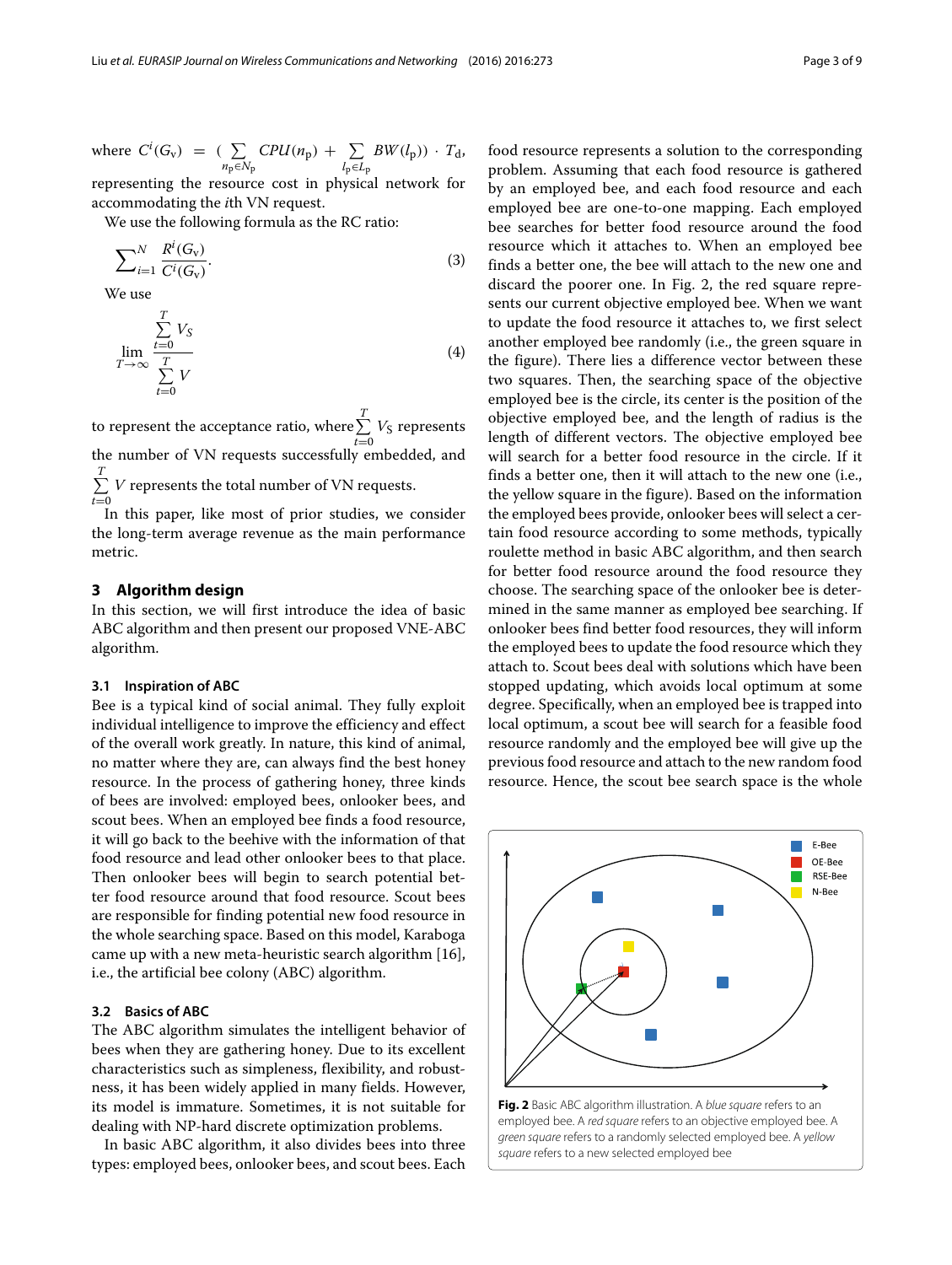where $C^i(G_v) = (\sum_{n_p \in N_p} CPU(n_p) + \sum_{l_p \in L_p} BW(l_p)) \cdot T_d$, representing the resource cost in physical network for accommodating the $i$th VN request.

We use the following formula as the RC ratio:

$$\sum_{i=1}^{N} \frac{R^i(G_v)}{C^i(G_v)}. \tag{3}$$

We use

$$\lim_{T \to \infty} \frac{\sum_{t=0}^{T} V_S}{\sum_{t=0}^{T} V} \tag{4}$$

to represent the acceptance ratio, where $\sum_{t=0}^{T} V_S$ represents the number of VN requests successfully embedded, and $\sum_{t=0}^{T} V$ represents the total number of VN requests.

In this paper, like most of prior studies, we consider the long-term average revenue as the main performance metric.

## 3 Algorithm design

In this section, we will first introduce the idea of basic ABC algorithm and then present our proposed VNE-ABC algorithm.

### 3.1 Inspiration of ABC

Bee is a typical kind of social animal. They fully exploit individual intelligence to improve the efficiency and effect of the overall work greatly. In nature, this kind of animal, no matter where they are, can always find the best honey resource. In the process of gathering honey, three kinds of bees are involved: employed bees, onlooker bees, and scout bees. When an employed bee finds a food resource, it will go back to the beehive with the information of that food resource and lead other onlooker bees to that place. Then onlooker bees will begin to search potential better food resource around that food resource. Scout bees are responsible for finding potential new food resource in the whole searching space. Based on this model, Karaboga came up with a new meta-heuristic search algorithm [16], i.e., the artificial bee colony (ABC) algorithm.

### 3.2 Basics of ABC

The ABC algorithm simulates the intelligent behavior of bees when they are gathering honey. Due to its excellent characteristics such as simpleness, flexibility, and robustness, it has been widely applied in many fields. However, its model is immature. Sometimes, it is not suitable for dealing with NP-hard discrete optimization problems.

In basic ABC algorithm, it also divides bees into three types: employed bees, onlooker bees, and scout bees. Each food resource represents a solution to the corresponding problem. Assuming that each food resource is gathered by an employed bee, and each food resource and each employed bee are one-to-one mapping. Each employed bee searches for better food resource around the food resource which it attaches to. When an employed bee finds a better one, the bee will attach to the new one and discard the poorer one. In Fig. 2, the red square represents our current objective employed bee. When we want to update the food resource it attaches to, we first select another employed bee randomly (i.e., the green square in the figure). There lies a difference vector between these two squares. Then, the searching space of the objective employed bee is the circle, its center is the position of the objective employed bee, and the length of radius is the length of different vectors. The objective employed bee will search for a food resource in the circle. If it finds a better one, then it will attach to the new one (i.e., the yellow square in the figure). Based on the information the employed bees provide, onlooker bees will select a certain food resource according to some methods, typically roulette method in basic ABC algorithm, and then search for better food resource around the food resource they choose. The searching space of the onlooker bee is determined in the same manner as employed bee searching. If onlooker bees find better food resources, they will inform the employed bees to update the food resource which they attach to. Scout bees deal with solutions which have been stopped updating, which avoids local optimum at some degree. Specifically, when an employed bee is trapped into local optimum, a scout bee will search for a feasible food resource randomly and the employed bee will give up the previous food resource and attach to the new random food resource. Hence, the scout bee search space is the whole

**Fig. 2** Basic ABC algorithm illustration. A *blue square* refers to an employed bee. A *red square* refers to an objective employed bee. A *green square* refers to a randomly selected employed bee. A *yellow square* refers to a new selected employed bee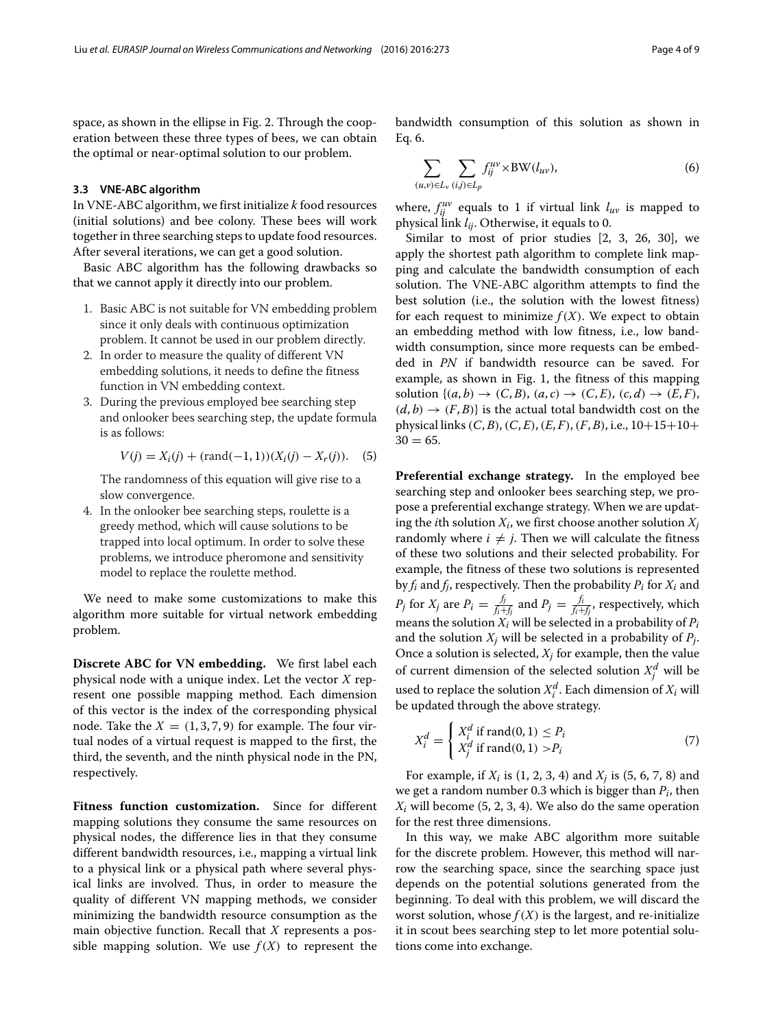space, as shown in the ellipse in Fig. 2. Through the cooperation between these three types of bees, we can obtain the optimal or near-optimal solution to our problem.

### 3.3 VNE-ABC algorithm

In VNE-ABC algorithm, we first initialize $k$ food resources (initial solutions) and bee colony. These bees will work together in three searching steps to update food resources. After several iterations, we can get a good solution.

Basic ABC algorithm has the following drawbacks so that we cannot apply it directly into our problem.

1. Basic ABC is not suitable for VN embedding problem since it only deals with continuous optimization problem. It cannot be used in our problem directly.
2. In order to measure the quality of different VN embedding solutions, it needs to define the fitness function in VN embedding context.
3. During the previous employed bee searching step and onlooker bees searching step, the update formula is as follows:

$$V(j) = X_i(j) + (\text{rand}(-1, 1))(X_i(j) - X_r(j)). \quad (5)$$

   The randomness of this equation will give rise to a slow convergence.
4. In the onlooker bee searching steps, roulette is a greedy method, which will cause solutions to be trapped into local optimum. In order to solve these problems, we introduce pheromone and sensitivity model to replace the roulette method.

We need to make some customizations to make this algorithm more suitable for virtual network embedding problem.

**Discrete ABC for VN embedding.** We first label each physical node with a unique index. Let the vector $X$ represent one possible mapping method. Each dimension of this vector is the index of the corresponding physical node. Take the $X = (1, 3, 7, 9)$ for example. The four virtual nodes of a virtual request is mapped to the first, the third, the seventh, and the ninth physical node in the PN, respectively.

**Fitness function customization.** Since for different mapping solutions they consume the same resources on physical nodes, the difference lies in that they consume different bandwidth resources, i.e., mapping a virtual link to a physical link or a physical path where several physical links are involved. Thus, in order to measure the quality of different VN mapping methods, we consider minimizing the bandwidth resource consumption as the main objective function. Recall that $X$ represents a possible mapping solution. We use $f(X)$ to represent the bandwidth consumption of this solution as shown in Eq. 6.

$$\sum_{(u,v)\in L_v} \sum_{(i,j)\in L_p} f_{ij}^{uv} \times \text{BW}(l_{uv}), \quad (6)$$

where, $f_{ij}^{uv}$ equals to 1 if virtual link $l_{uv}$ is mapped to physical link $l_{ij}$. Otherwise, it equals to 0.

Similar to most of prior studies [2, 3, 26, 30], we apply the shortest path algorithm to complete link mapping and calculate the bandwidth consumption of each solution. The VNE-ABC algorithm attempts to find the best solution (i.e., the solution with the lowest fitness) for each request to minimize $f(X)$. We expect to obtain an embedding method with low fitness, i.e., low bandwidth consumption, since more requests can be embedded in *PN* if bandwidth resource can be saved. For example, as shown in Fig. 1, the fitness of this mapping solution $\{(a, b) \rightarrow (C, B), (a, c) \rightarrow (C, E), (c, d) \rightarrow (E, F), (d, b) \rightarrow (F, B)\}$ is the actual total bandwidth cost on the physical links $(C, B), (C, E), (E, F), (F, B)$, i.e., $10+15+10+30 = 65$.

**Preferential exchange strategy.** In the employed bee searching step and onlooker bees searching step, we propose a preferential exchange strategy. When we are updating the $i$th solution $X_i$, we first choose another solution $X_j$ randomly where $i \neq j$. Then we will calculate the fitness of these two solutions and their selected probability. For example, the fitness of these two solutions is represented by $f_i$ and $f_j$, respectively. Then the probability $P_i$ for $X_i$ and $P_j$ for $X_j$ are $P_i = \frac{f_j}{f_i+f_j}$ and $P_j = \frac{f_i}{f_i+f_j}$, respectively, which means the solution $X_i$ will be selected in a probability of $P_i$ and the solution $X_j$ will be selected in a probability of $P_j$. Once a solution is selected, $X_j$ for example, then the value of current dimension of the selected solution $X_j^d$ will be used to replace the solution $X_i^d$. Each dimension of $X_i$ will be updated through the above strategy.

$$X_i^d = \begin{cases} X_i^d \text{ if rand}(0, 1) \leq P_i \\ X_j^d \text{ if rand}(0, 1) > P_i \end{cases} \quad (7)$$

For example, if $X_i$ is (1, 2, 3, 4) and $X_j$ is (5, 6, 7, 8) and we get a random number 0.3 which is bigger than $P_i$, then $X_i$ will become (5, 2, 3, 4). We also do the same operation for the rest three dimensions.

In this way, we make ABC algorithm more suitable for the discrete problem. However, this method will narrow the searching space, since the searching space just depends on the potential solutions generated from the beginning. To deal with this problem, we will discard the worst solution, whose $f(X)$ is the largest, and re-initialize it in scout bees searching step to let more potential solutions come into exchange.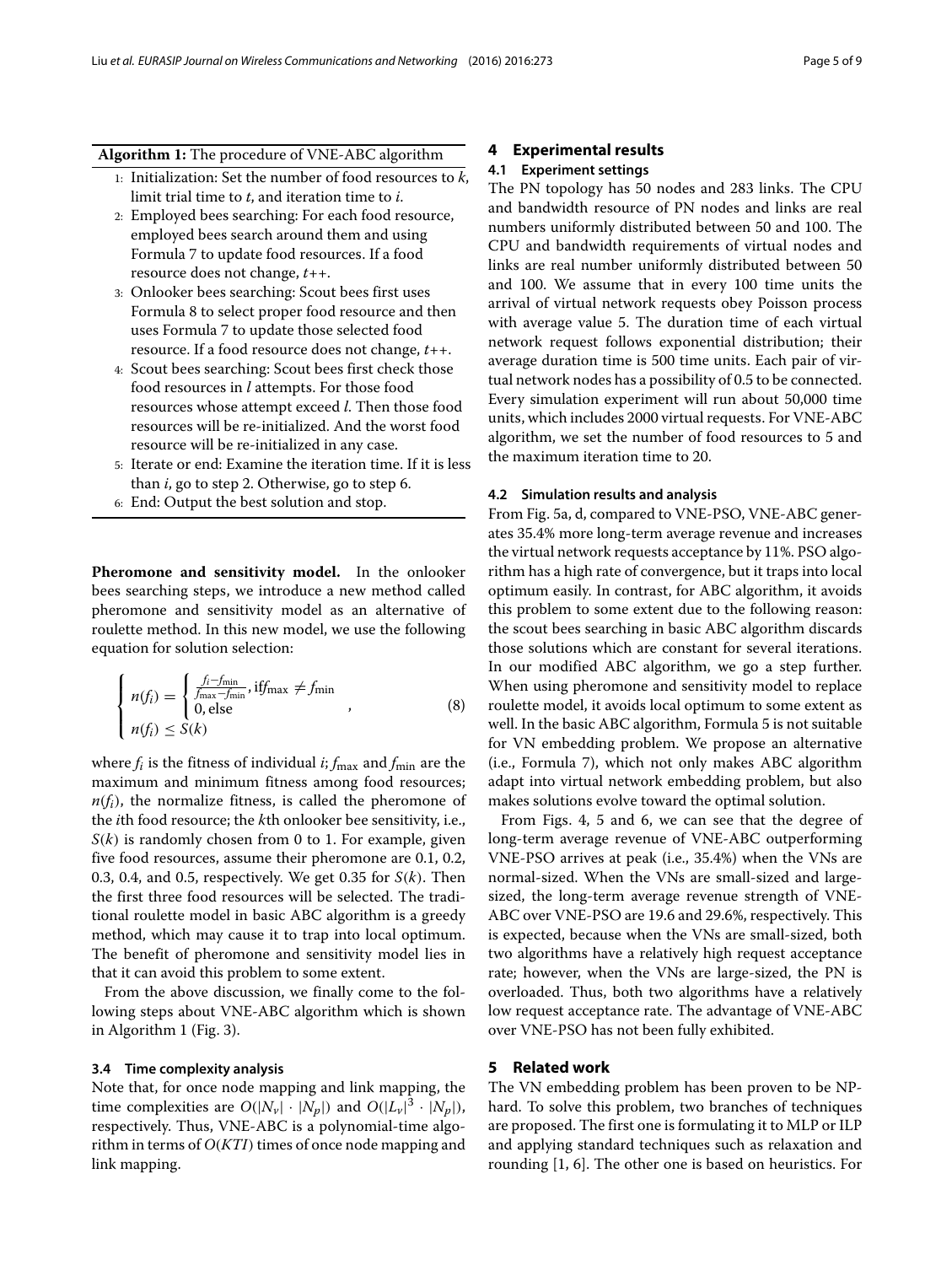**Algorithm 1:** The procedure of VNE-ABC algorithm

1: Initialization: Set the number of food resources to $k$, limit trial time to $t$, and iteration time to $i$.
2: Employed bees searching: For each food resource, employed bees search around them and using Formula 7 to update food resources. If a food resource does not change, $t$++.
3: Onlooker bees searching: Scout bees first uses Formula 8 to select proper food resource and then uses Formula 7 to update those selected food resource. If a food resource does not change, $t$++.
4: Scout bees searching: Scout bees first check those food resources in $l$ attempts. For those food resources whose attempt exceed $l$. Then those food resources will be re-initialized. And the worst food resource will be re-initialized in any case.
5: Iterate or end: Examine the iteration time. If it is less than $i$, go to step 2. Otherwise, go to step 6.
6: End: Output the best solution and stop.

**Pheromone and sensitivity model.** In the onlooker bees searching steps, we introduce a new method called pheromone and sensitivity model as an alternative of roulette method. In this new model, we use the following equation for solution selection:

$$\begin{cases} n(f_i) = \begin{cases} \frac{f_i - f_{\min}}{f_{\max} - f_{\min}}, \text{iff}_{\max} \neq f_{\min} \\ 0, \text{else} \end{cases} \\ n(f_i) \leq S(k) \end{cases}, \tag{8}$$

where $f_i$ is the fitness of individual $i$; $f_{\max}$ and $f_{\min}$ are the maximum and minimum fitness among food resources; $n(f_i)$, the normalize fitness, is called the pheromone of the $i$th food resource; the $k$th onlooker bee sensitivity, i.e., $S(k)$ is randomly chosen from 0 to 1. For example, given five food resources, assume their pheromone are 0.1, 0.2, 0.3, 0.4, and 0.5, respectively. We get 0.35 for $S(k)$. Then the first three food resources will be selected. The traditional roulette model in basic ABC algorithm is a greedy method, which may cause it to trap into local optimum. The benefit of pheromone and sensitivity model lies in that it can avoid this problem to some extent.

From the above discussion, we finally come to the following steps about VNE-ABC algorithm which is shown in Algorithm 1 (Fig. 3).

### 3.4 Time complexity analysis

Note that, for once node mapping and link mapping, the time complexities are $O(|N_v| \cdot |N_p|)$ and $O(|L_v|^3 \cdot |N_p|)$, respectively. Thus, VNE-ABC is a polynomial-time algorithm in terms of $O(KTI)$ times of once node mapping and link mapping.

## 4 Experimental results

### 4.1 Experiment settings

The PN topology has 50 nodes and 283 links. The CPU and bandwidth resource of PN nodes and links are real numbers uniformly distributed between 50 and 100. The CPU and bandwidth requirements of virtual nodes and links are real number uniformly distributed between 50 and 100. We assume that in every 100 time units the arrival of virtual network requests obey Poisson process with average value 5. The duration time of each virtual network request follows exponential distribution; their average duration time is 500 time units. Each pair of virtual network nodes has a possibility of 0.5 to be connected. Every simulation experiment will run about 50,000 time units, which includes 2000 virtual requests. For VNE-ABC algorithm, we set the number of food resources to 5 and the maximum iteration time to 20.

### 4.2 Simulation results and analysis

From Fig. 5a, d, compared to VNE-PSO, VNE-ABC generates 35.4% more long-term average revenue and increases the virtual network requests acceptance by 11%. PSO algorithm has a high rate of convergence, but it traps into local optimum easily. In contrast, for ABC algorithm, it avoids this problem to some extent due to the following reason: the scout bees searching in basic ABC algorithm discards those solutions which are constant for several iterations. In our modified ABC algorithm, we go a step further. When using pheromone and sensitivity model to replace roulette model, it avoids local optimum to some extent as well. In the basic ABC algorithm, Formula 5 is not suitable for VN embedding problem. We propose an alternative (i.e., Formula 7), which not only makes ABC algorithm adapt into virtual network embedding problem, but also makes solutions evolve toward the optimal solution.

From Figs. 4, 5 and 6, we can see that the degree of long-term average revenue of VNE-ABC outperforming VNE-PSO arrives at peak (i.e., 35.4%) when the VNs are normal-sized. When the VNs are small-sized and large-sized, the long-term average revenue strength of VNE-ABC over VNE-PSO are 19.6 and 29.6%, respectively. This is expected, because when the VNs are small-sized, both two algorithms have a relatively high request acceptance rate; however, when the VNs are large-sized, the PN is overloaded. Thus, both two algorithms have a relatively low request acceptance rate. The advantage of VNE-ABC over VNE-PSO has not been fully exhibited.

## 5 Related work

The VN embedding problem has been proven to be NP-hard. To solve this problem, two branches of techniques are proposed. The first one is formulating it to MLP or ILP and applying standard techniques such as relaxation and rounding [1, 6]. The other one is based on heuristics. For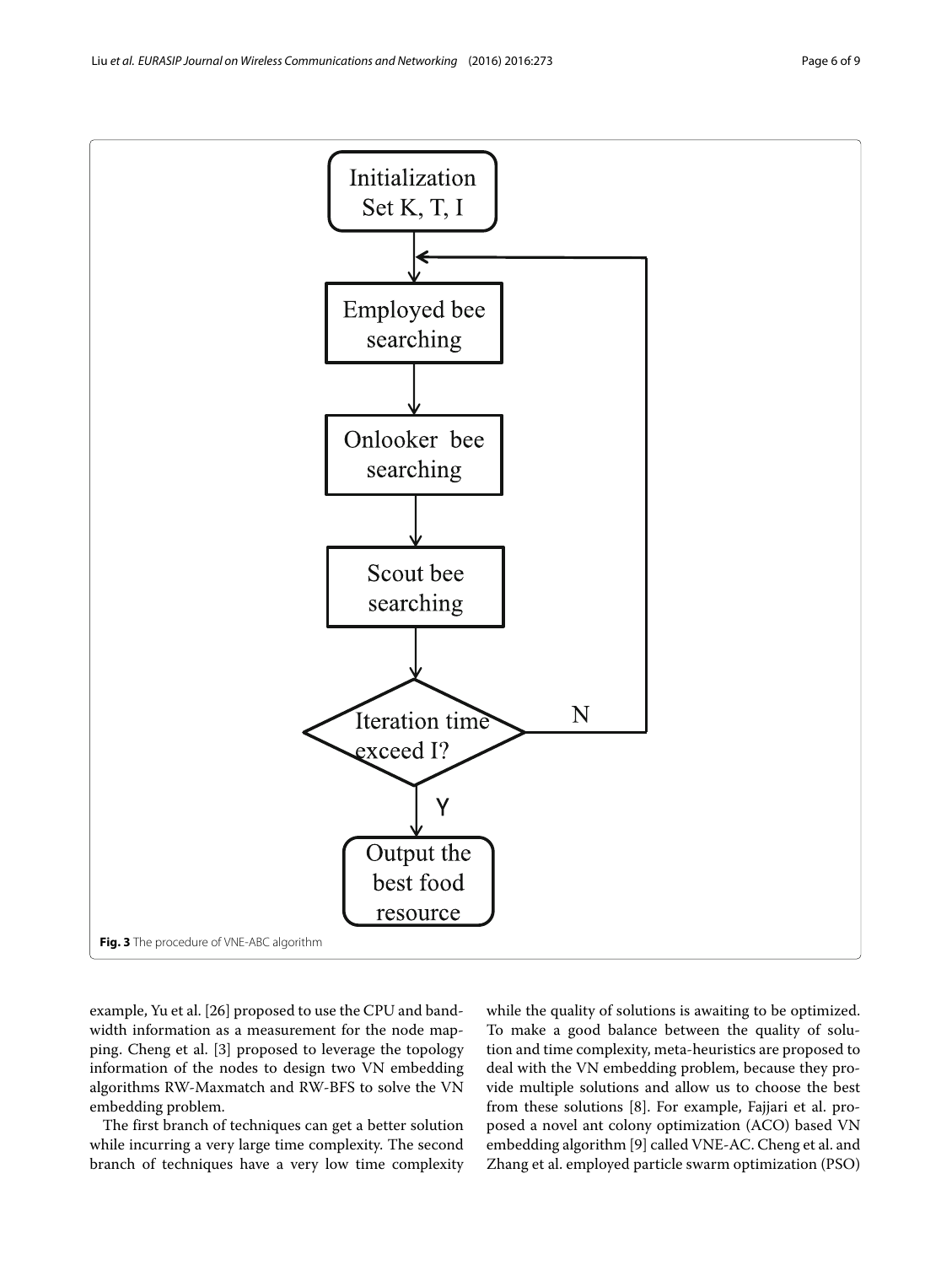Fig. 3 The procedure of VNE-ABC algorithm

example, Yu et al. [26] proposed to use the CPU and bandwidth information as a measurement for the node mapping. Cheng et al. [3] proposed to leverage the topology information of the nodes to design two VN embedding algorithms RW-Maxmatch and RW-BFS to solve the VN embedding problem.

The first branch of techniques can get a better solution while incurring a very large time complexity. The second branch of techniques have a very low time complexity while the quality of solutions is awaiting to be optimized. To make a good balance between the quality of solution and time complexity, meta-heuristics are proposed to deal with the VN embedding problem, because they provide multiple solutions and allow us to choose the best from these solutions [8]. For example, Fajjari et al. proposed a novel ant colony optimization (ACO) based VN embedding algorithm [9] called VNE-AC. Cheng et al. and Zhang et al. employed particle swarm optimization (PSO)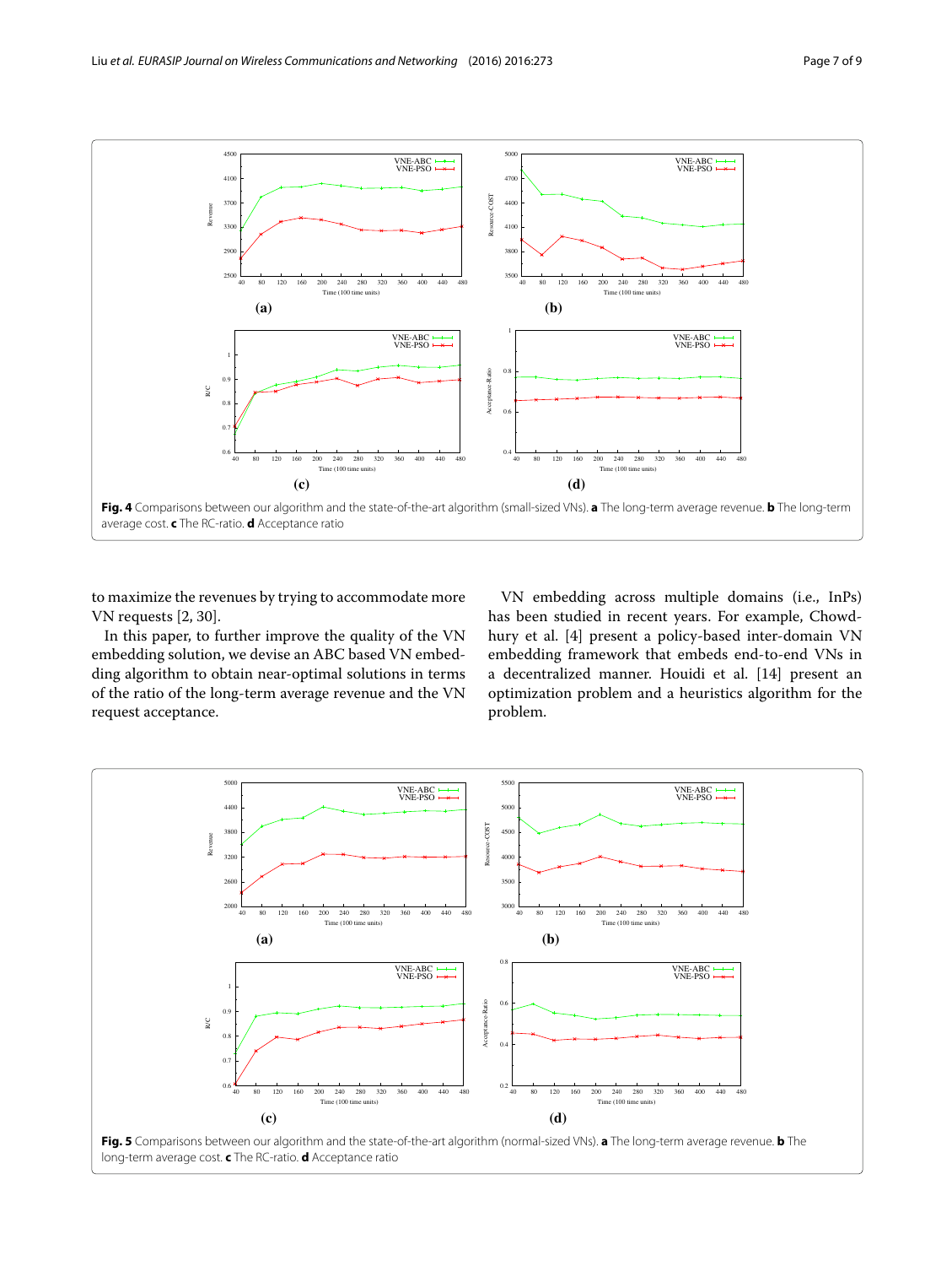Fig. 4 Comparisons between our algorithm and the state-of-the-art algorithm (small-sized VNs). **a** The long-term average revenue. **b** The long-term average cost. **c** The RC-ratio. **d** Acceptance ratio

to maximize the revenues by trying to accommodate more VN requests [2, 30].

In this paper, to further improve the quality of the VN embedding solution, we devise an ABC based VN embedding algorithm to obtain near-optimal solutions in terms of the ratio of the long-term average revenue and the VN request acceptance.

VN embedding across multiple domains (i.e., InPs) has been studied in recent years. For example, Chowdhury et al. [4] present a policy-based inter-domain VN embedding framework that embeds end-to-end VNs in a decentralized manner. Houidi et al. [14] present an optimization problem and a heuristics algorithm for the problem.

Fig. 5 Comparisons between our algorithm and the state-of-the-art algorithm (normal-sized VNs). **a** The long-term average revenue. **b** The long-term average cost. **c** The RC-ratio. **d** Acceptance ratio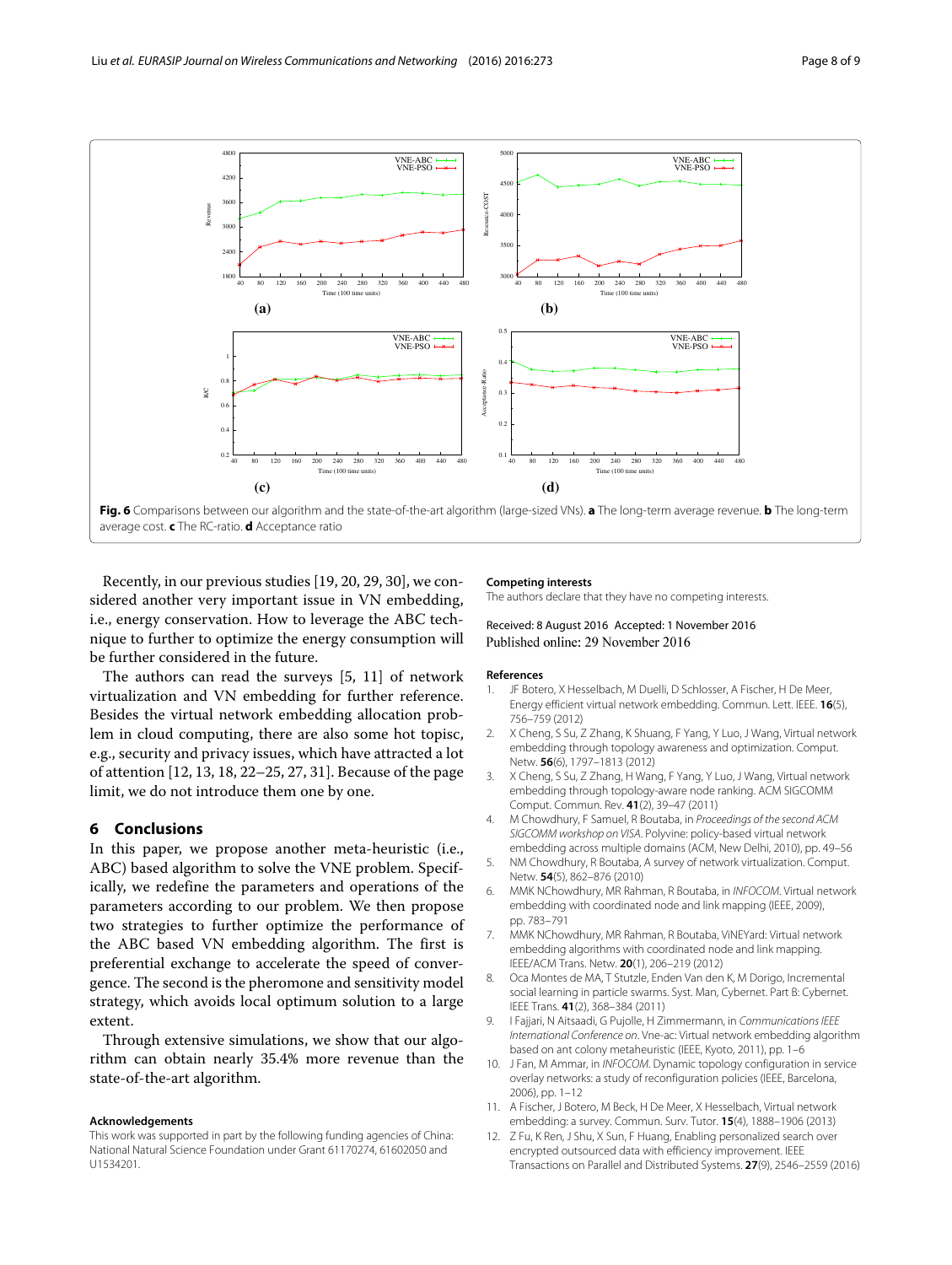Fig. 6 Comparisons between our algorithm and the state-of-the-art algorithm (large-sized VNs). **a** The long-term average revenue. **b** The long-term average cost. **c** The RC-ratio. **d** Acceptance ratio

Recently, in our previous studies [19, 20, 29, 30], we considered another very important issue in VN embedding, i.e., energy conservation. How to leverage the ABC technique to further to optimize the energy consumption will be further considered in the future.

The authors can read the surveys [5, 11] of network virtualization and VN embedding for further reference. Besides the virtual network embedding allocation problem in cloud computing, there are also some hot topisc, e.g., security and privacy issues, which have attracted a lot of attention [12, 13, 18, 22–25, 27, 31]. Because of the page limit, we do not introduce them one by one.

## 6 Conclusions

In this paper, we propose another meta-heuristic (i.e., ABC) based algorithm to solve the VNE problem. Specifically, we redefine the parameters and operations of the parameters according to our problem. We then propose two strategies to further optimize the performance of the ABC based VN embedding algorithm. The first is preferential exchange to accelerate the speed of convergence. The second is the pheromone and sensitivity model strategy, which avoids local optimum solution to a large extent.

Through extensive simulations, we show that our algorithm can obtain nearly 35.4% more revenue than the state-of-the-art algorithm.

#### Acknowledgements

This work was supported in part by the following funding agencies of China: National Natural Science Foundation under Grant 61170274, 61602050 and U1534201.

#### Competing interests

The authors declare that they have no competing interests.

Received: 8 August 2016 Accepted: 1 November 2016
Published online: 29 November 2016

#### References

1. JF Botero, X Hesselbach, M Duelli, D Schlosser, A Fischer, H De Meer, Energy efficient virtual network embedding. Commun. Lett. IEEE. **16**(5), 756–759 (2012)
2. X Cheng, S Su, Z Zhang, K Shuang, F Yang, Y Luo, J Wang, Virtual network embedding through topology awareness and optimization. Comput. Netw. **56**(6), 1797–1813 (2012)
3. X Cheng, S Su, Z Zhang, H Wang, F Yang, Y Luo, J Wang, Virtual network embedding through topology-aware node ranking. ACM SIGCOMM Comput. Commun. Rev. **41**(2), 39–47 (2011)
4. M Chowdhury, F Samuel, R Boutaba, in *Proceedings of the second ACM SIGCOMM workshop on VISA*. Polyvine: policy-based virtual network embedding across multiple domains (ACM, New Delhi, 2010), pp. 49–56
5. NM Chowdhury, R Boutaba, A survey of network virtualization. Comput. Netw. **54**(5), 862–876 (2010)
6. MMK NChowdhury, MR Rahman, R Boutaba, in *INFOCOM*. Virtual network embedding with coordinated node and link mapping (IEEE, 2009), pp. 783–791
7. MMK NChowdhury, MR Rahman, R Boutaba, ViNEYard: Virtual network embedding algorithms with coordinated node and link mapping. IEEE/ACM Trans. Netw. **20**(1), 206–219 (2012)
8. Oca Montes de MA, T Stutzle, Enden Van den K, M Dorigo, Incremental social learning in particle swarms. Syst. Man, Cybernet. Part B: Cybernet. IEEE Trans. **41**(2), 368–384 (2011)
9. I Fajjari, N Aitsaadi, G Pujolle, H Zimmermann, in *Communications IEEE International Conference on*. Vne-ac: Virtual network embedding algorithm based on ant colony metaheuristic (IEEE, Kyoto, 2011), pp. 1–6
10. J Fan, M Ammar, in *INFOCOM*. Dynamic topology configuration in service overlay networks: a study of reconfiguration policies (IEEE, Barcelona, 2006), pp. 1–12
11. A Fischer, J Botero, M Beck, H De Meer, X Hesselbach, Virtual network embedding: a survey. Commun. Surv. Tutor. **15**(4), 1888–1906 (2013)
12. Z Fu, K Ren, J Shu, X Sun, F Huang, Enabling personalized search over encrypted outsourced data with efficiency improvement. IEEE Transactions on Parallel and Distributed Systems. **27**(9), 2546–2559 (2016)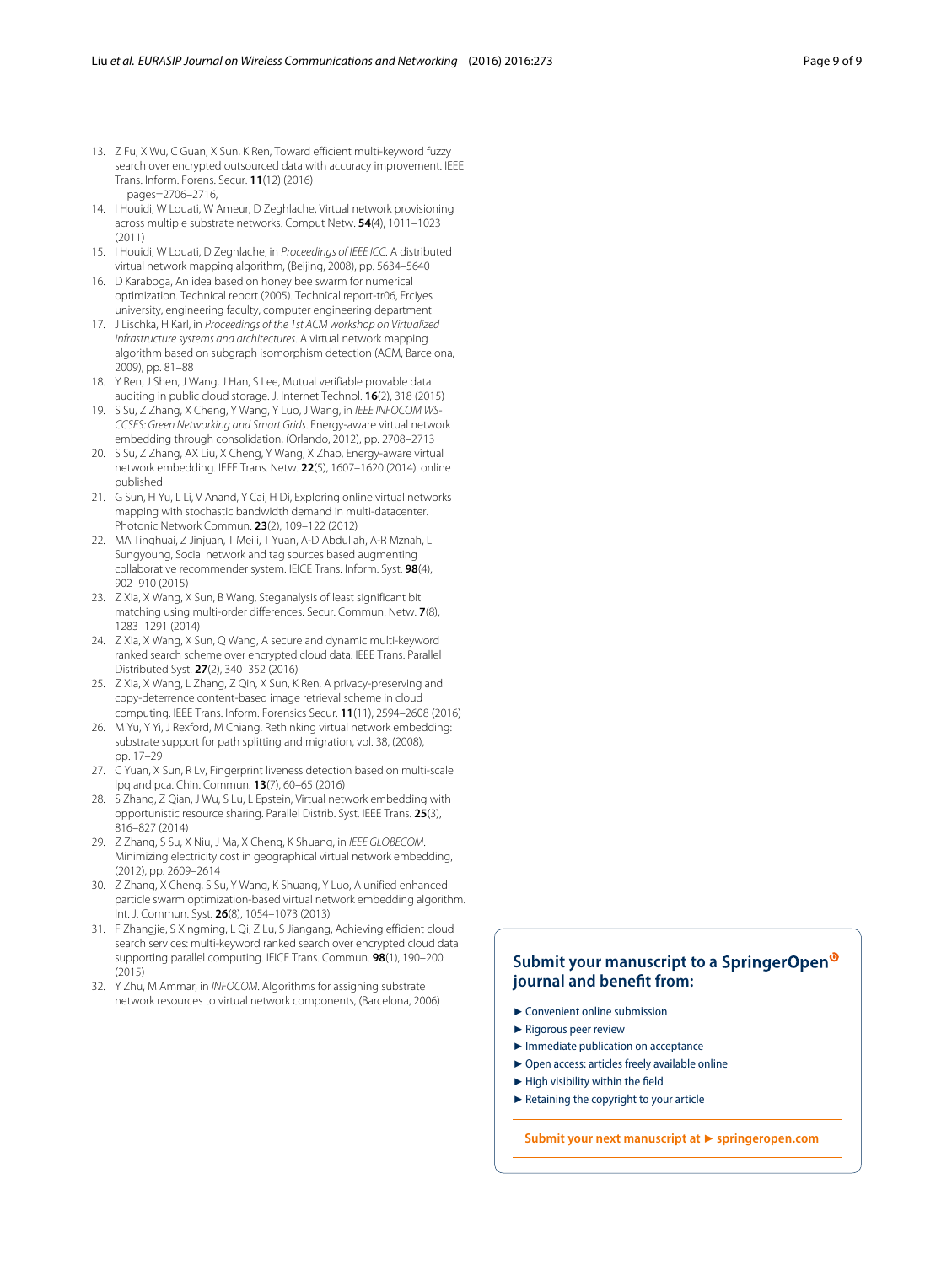13. Z Fu, X Wu, C Guan, X Sun, K Ren, Toward efficient multi-keyword fuzzy search over encrypted outsourced data with accuracy improvement. IEEE Trans. Inform. Forens. Secur. **11**(12) (2016) pages=2706–2716,
14. I Houidi, W Louati, W Ameur, D Zeghlache, Virtual network provisioning across multiple substrate networks. Comput Netw. **54**(4), 1011–1023 (2011)
15. I Houidi, W Louati, D Zeghlache, in *Proceedings of IEEE ICC*. A distributed virtual network mapping algorithm, (Beijing, 2008), pp. 5634–5640
16. D Karaboga, An idea based on honey bee swarm for numerical optimization. Technical report (2005). Technical report-tr06, Erciyes university, engineering faculty, computer engineering department
17. J Lischka, H Karl, in *Proceedings of the 1st ACM workshop on Virtualized infrastructure systems and architectures*. A virtual network mapping algorithm based on subgraph isomorphism detection (ACM, Barcelona, 2009), pp. 81–88
18. Y Ren, J Shen, J Wang, J Han, S Lee, Mutual verifiable provable data auditing in public cloud storage. J. Internet Technol. **16**(2), 318 (2015)
19. S Su, Z Zhang, X Cheng, Y Wang, Y Luo, J Wang, in *IEEE INFOCOM WS-CCSES: Green Networking and Smart Grids*. Energy-aware virtual network embedding through consolidation, (Orlando, 2012), pp. 2708–2713
20. S Su, Z Zhang, AX Liu, X Cheng, Y Wang, X Zhao, Energy-aware virtual network embedding. IEEE Trans. Netw. **22**(5), 1607–1620 (2014). online published
21. G Sun, H Yu, L Li, V Anand, Y Cai, H Di, Exploring online virtual networks mapping with stochastic bandwidth demand in multi-datacenter. Photonic Network Commun. **23**(2), 109–122 (2012)
22. MA Tinghuai, Z Jinjuan, T Meili, T Yuan, A-D Abdullah, A-R Mznah, L Sungyoung, Social network and tag sources based augmenting collaborative recommender system. IEICE Trans. Inform. Syst. **98**(4), 902–910 (2015)
23. Z Xia, X Wang, X Sun, B Wang, Steganalysis of least significant bit matching using multi-order differences. Secur. Commun. Netw. **7**(8), 1283–1291 (2014)
24. Z Xia, X Wang, X Sun, Q Wang, A secure and dynamic multi-keyword ranked search scheme over encrypted cloud data. IEEE Trans. Parallel Distributed Syst. **27**(2), 340–352 (2016)
25. Z Xia, X Wang, L Zhang, Z Qin, X Sun, K Ren, A privacy-preserving and copy-deterrence content-based image retrieval scheme in cloud computing. IEEE Trans. Inform. Forensics Secur. **11**(11), 2594–2608 (2016)
26. M Yu, Y Yi, J Rexford, M Chiang. Rethinking virtual network embedding: substrate support for path splitting and migration, vol. 38, (2008), pp. 17–29
27. C Yuan, X Sun, R Lv, Fingerprint liveness detection based on multi-scale lpq and pca. Chin. Commun. **13**(7), 60–65 (2016)
28. S Zhang, Z Qian, J Wu, S Lu, L Epstein, Virtual network embedding with opportunistic resource sharing. Parallel Distrib. Syst. IEEE Trans. **25**(3), 816–827 (2014)
29. Z Zhang, S Su, X Niu, J Ma, X Cheng, K Shuang, in *IEEE GLOBECOM*. Minimizing electricity cost in geographical virtual network embedding, (2012), pp. 2609–2614
30. Z Zhang, X Cheng, S Su, Y Wang, K Shuang, Y Luo, A unified enhanced particle swarm optimization-based virtual network embedding algorithm. Int. J. Commun. Syst. **26**(8), 1054–1073 (2013)
31. F Zhangjie, S Xingming, L Qi, Z Lu, S Jiangang, Achieving efficient cloud search services: multi-keyword ranked search over encrypted cloud data supporting parallel computing. IEICE Trans. Commun. **98**(1), 190–200 (2015)
32. Y Zhu, M Ammar, in *INFOCOM*. Algorithms for assigning substrate network resources to virtual network components, (Barcelona, 2006)

**Submit your manuscript to a SpringerOpen journal and benefit from:**

- ► Convenient online submission
- ► Rigorous peer review
- ► Immediate publication on acceptance
- ► Open access: articles freely available online
- ► High visibility within the field
- ► Retaining the copyright to your article

**Submit your next manuscript at ► springeropen.com**